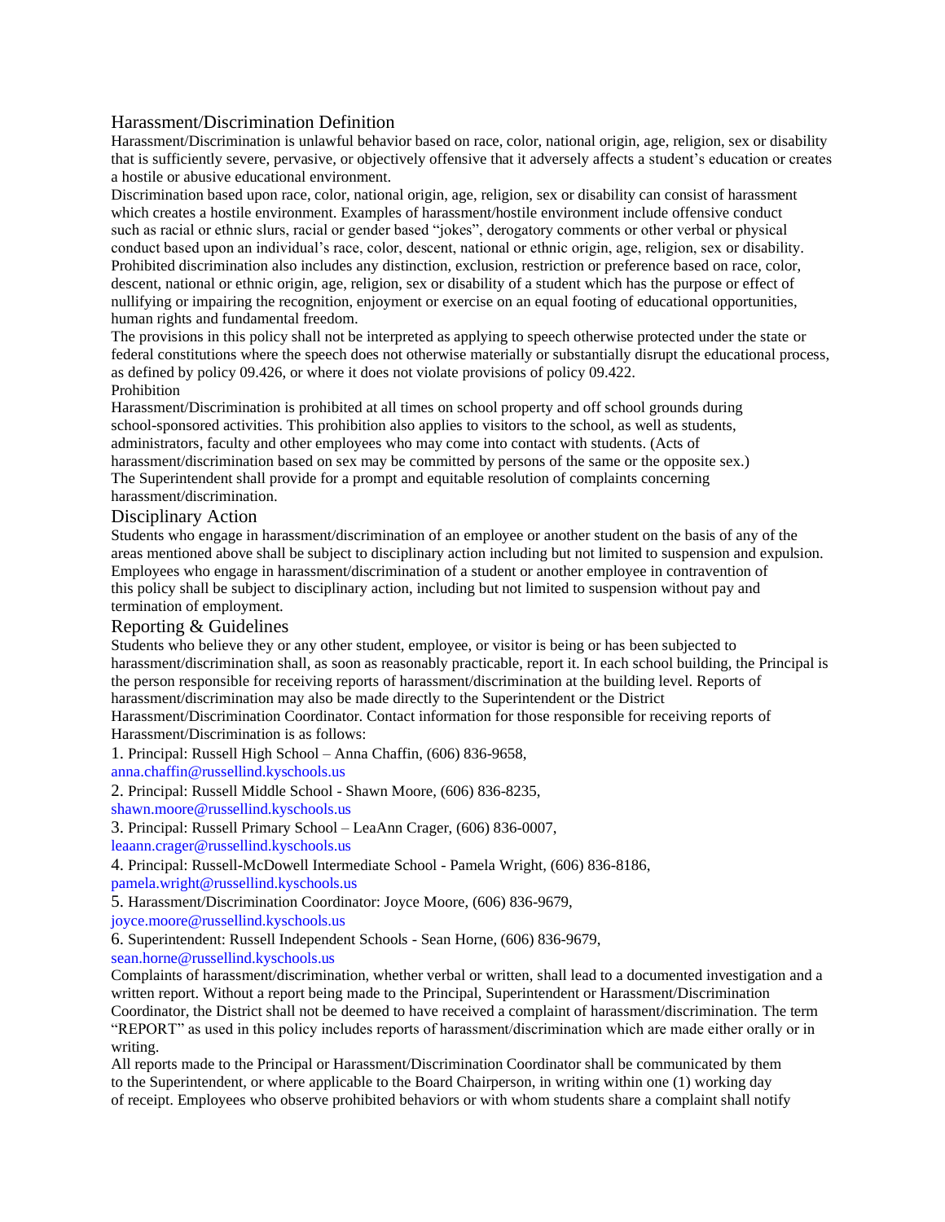## Harassment/Discrimination Definition

Harassment/Discrimination is unlawful behavior based on race, color, national origin, age, religion, sex or disability that is sufficiently severe, pervasive, or objectively offensive that it adversely affects a student's education or creates a hostile or abusive educational environment.

Discrimination based upon race, color, national origin, age, religion, sex or disability can consist of harassment which creates a hostile environment. Examples of harassment/hostile environment include offensive conduct such as racial or ethnic slurs, racial or gender based "jokes", derogatory comments or other verbal or physical conduct based upon an individual's race, color, descent, national or ethnic origin, age, religion, sex or disability. Prohibited discrimination also includes any distinction, exclusion, restriction or preference based on race, color, descent, national or ethnic origin, age, religion, sex or disability of a student which has the purpose or effect of nullifying or impairing the recognition, enjoyment or exercise on an equal footing of educational opportunities, human rights and fundamental freedom.

The provisions in this policy shall not be interpreted as applying to speech otherwise protected under the state or federal constitutions where the speech does not otherwise materially or substantially disrupt the educational process, as defined by policy 09.426, or where it does not violate provisions of policy 09.422.

Prohibition

Harassment/Discrimination is prohibited at all times on school property and off school grounds during school-sponsored activities. This prohibition also applies to visitors to the school, as well as students, administrators, faculty and other employees who may come into contact with students. (Acts of harassment/discrimination based on sex may be committed by persons of the same or the opposite sex.)

The Superintendent shall provide for a prompt and equitable resolution of complaints concerning harassment/discrimination.

## Disciplinary Action

Students who engage in harassment/discrimination of an employee or another student on the basis of any of the areas mentioned above shall be subject to disciplinary action including but not limited to suspension and expulsion. Employees who engage in harassment/discrimination of a student or another employee in contravention of this policy shall be subject to disciplinary action, including but not limited to suspension without pay and termination of employment.

## Reporting & Guidelines

Students who believe they or any other student, employee, or visitor is being or has been subjected to harassment/discrimination shall, as soon as reasonably practicable, report it. In each school building, the Principal is the person responsible for receiving reports of harassment/discrimination at the building level. Reports of harassment/discrimination may also be made directly to the Superintendent or the District Harassment/Discrimination Coordinator. Contact information for those responsible for receiving reports of Harassment/Discrimination is as follows:

1. Principal: Russell High School – Anna Chaffin, (606) 836-9658, anna.chaffin@russellind.kyschools.us
2. Principal: Russell Middle School - Shawn Moore, (606) 836-8235, shawn.moore@russellind.kyschools.us
3. Principal: Russell Primary School – LeaAnn Crager, (606) 836-0007, leaann.crager@russellind.kyschools.us
4. Principal: Russell-McDowell Intermediate School - Pamela Wright, (606) 836-8186, pamela.wright@russellind.kyschools.us
5. Harassment/Discrimination Coordinator: Joyce Moore, (606) 836-9679, joyce.moore@russellind.kyschools.us
6. Superintendent: Russell Independent Schools - Sean Horne, (606) 836-9679, sean.horne@russellind.kyschools.us

Complaints of harassment/discrimination, whether verbal or written, shall lead to a documented investigation and a written report. Without a report being made to the Principal, Superintendent or Harassment/Discrimination Coordinator, the District shall not be deemed to have received a complaint of harassment/discrimination. The term "REPORT" as used in this policy includes reports of harassment/discrimination which are made either orally or in writing.

All reports made to the Principal or Harassment/Discrimination Coordinator shall be communicated by them to the Superintendent, or where applicable to the Board Chairperson, in writing within one (1) working day of receipt. Employees who observe prohibited behaviors or with whom students share a complaint shall notify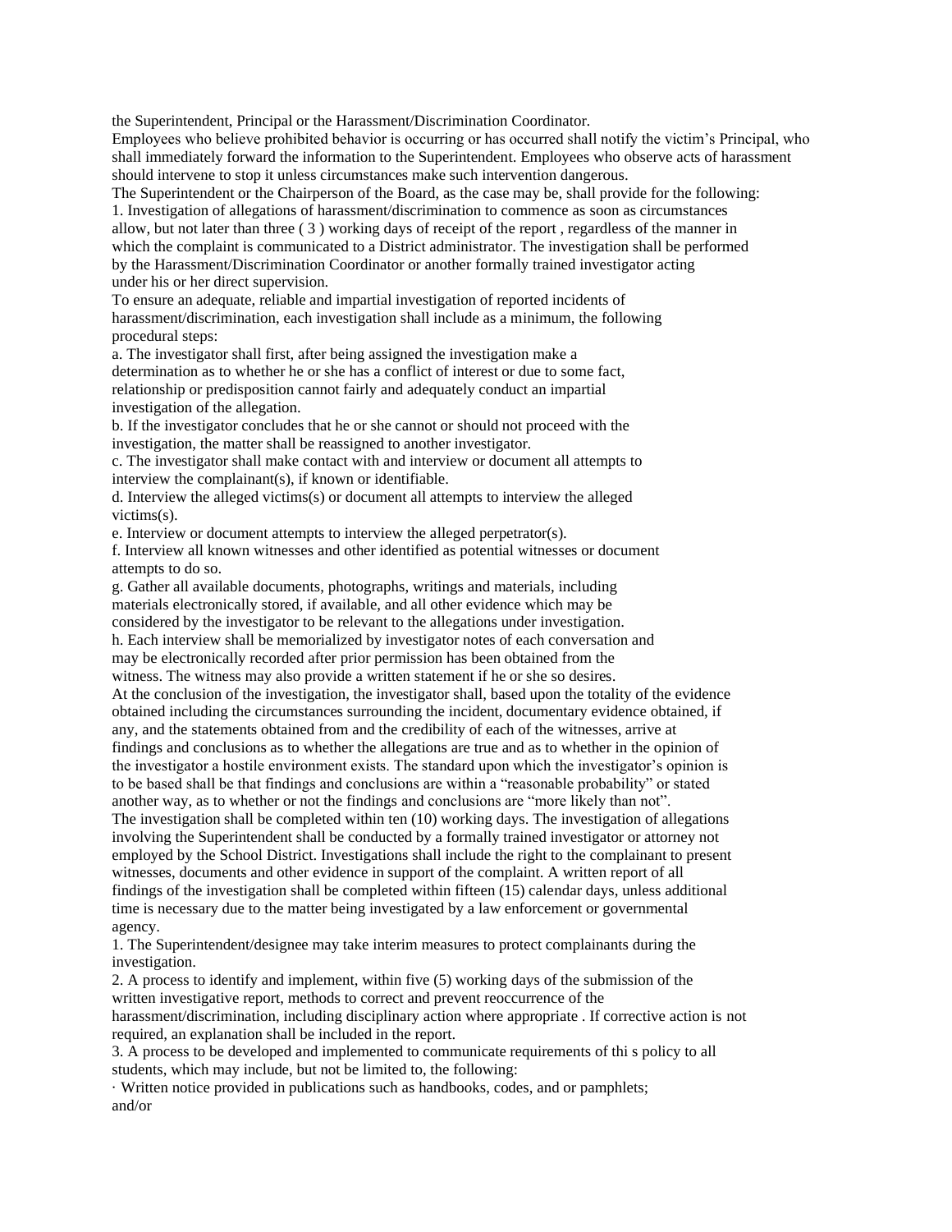the Superintendent, Principal or the Harassment/Discrimination Coordinator.

Employees who believe prohibited behavior is occurring or has occurred shall notify the victim's Principal, who shall immediately forward the information to the Superintendent. Employees who observe acts of harassment should intervene to stop it unless circumstances make such intervention dangerous.

The Superintendent or the Chairperson of the Board, as the case may be, shall provide for the following:

1. Investigation of allegations of harassment/discrimination to commence as soon as circumstances allow, but not later than three ( 3 ) working days of receipt of the report , regardless of the manner in which the complaint is communicated to a District administrator. The investigation shall be performed by the Harassment/Discrimination Coordinator or another formally trained investigator acting under his or her direct supervision.

To ensure an adequate, reliable and impartial investigation of reported incidents of harassment/discrimination, each investigation shall include as a minimum, the following procedural steps:

a. The investigator shall first, after being assigned the investigation make a determination as to whether he or she has a conflict of interest or due to some fact, relationship or predisposition cannot fairly and adequately conduct an impartial investigation of the allegation.

b. If the investigator concludes that he or she cannot or should not proceed with the investigation, the matter shall be reassigned to another investigator.

c. The investigator shall make contact with and interview or document all attempts to interview the complainant(s), if known or identifiable.

d. Interview the alleged victims(s) or document all attempts to interview the alleged victims(s).

e. Interview or document attempts to interview the alleged perpetrator(s).

f. Interview all known witnesses and other identified as potential witnesses or document attempts to do so.

g. Gather all available documents, photographs, writings and materials, including materials electronically stored, if available, and all other evidence which may be considered by the investigator to be relevant to the allegations under investigation.

h. Each interview shall be memorialized by investigator notes of each conversation and may be electronically recorded after prior permission has been obtained from the witness. The witness may also provide a written statement if he or she so desires.

At the conclusion of the investigation, the investigator shall, based upon the totality of the evidence obtained including the circumstances surrounding the incident, documentary evidence obtained, if any, and the statements obtained from and the credibility of each of the witnesses, arrive at findings and conclusions as to whether the allegations are true and as to whether in the opinion of the investigator a hostile environment exists. The standard upon which the investigator's opinion is to be based shall be that findings and conclusions are within a "reasonable probability" or stated another way, as to whether or not the findings and conclusions are "more likely than not".

The investigation shall be completed within ten (10) working days. The investigation of allegations involving the Superintendent shall be conducted by a formally trained investigator or attorney not employed by the School District. Investigations shall include the right to the complainant to present witnesses, documents and other evidence in support of the complaint. A written report of all findings of the investigation shall be completed within fifteen (15) calendar days, unless additional time is necessary due to the matter being investigated by a law enforcement or governmental agency.

1. The Superintendent/designee may take interim measures to protect complainants during the investigation.

2. A process to identify and implement, within five (5) working days of the submission of the written investigative report, methods to correct and prevent reoccurrence of the harassment/discrimination, including disciplinary action where appropriate . If corrective action is not required, an explanation shall be included in the report.

3. A process to be developed and implemented to communicate requirements of thi s policy to all students, which may include, but not be limited to, the following:

· Written notice provided in publications such as handbooks, codes, and or pamphlets; and/or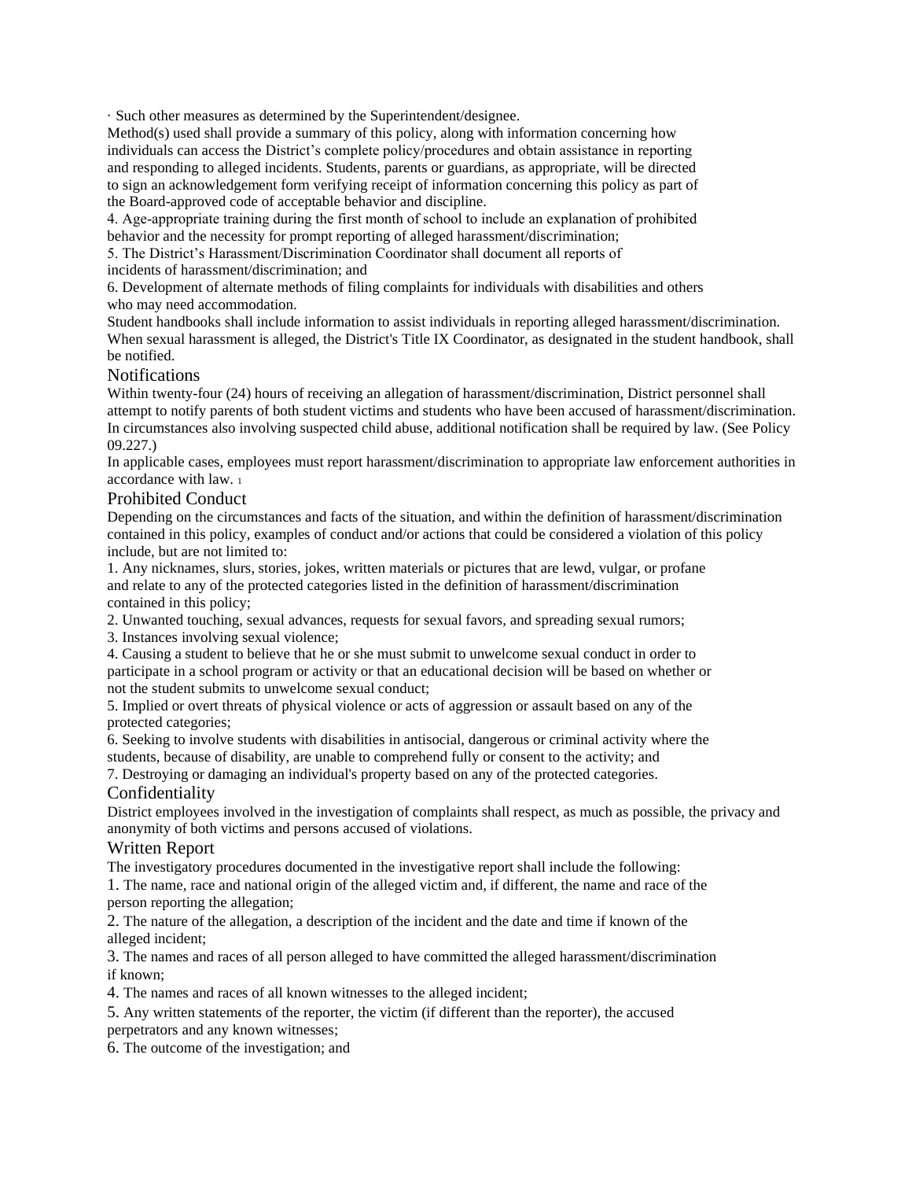· Such other measures as determined by the Superintendent/designee.

Method(s) used shall provide a summary of this policy, along with information concerning how individuals can access the District's complete policy/procedures and obtain assistance in reporting and responding to alleged incidents. Students, parents or guardians, as appropriate, will be directed to sign an acknowledgement form verifying receipt of information concerning this policy as part of the Board-approved code of acceptable behavior and discipline.

4. Age-appropriate training during the first month of school to include an explanation of prohibited behavior and the necessity for prompt reporting of alleged harassment/discrimination;
5. The District's Harassment/Discrimination Coordinator shall document all reports of incidents of harassment/discrimination; and
6. Development of alternate methods of filing complaints for individuals with disabilities and others who may need accommodation.

Student handbooks shall include information to assist individuals in reporting alleged harassment/discrimination. When sexual harassment is alleged, the District's Title IX Coordinator, as designated in the student handbook, shall be notified.

## Notifications

Within twenty-four (24) hours of receiving an allegation of harassment/discrimination, District personnel shall attempt to notify parents of both student victims and students who have been accused of harassment/discrimination. In circumstances also involving suspected child abuse, additional notification shall be required by law. (See Policy 09.227.)

In applicable cases, employees must report harassment/discrimination to appropriate law enforcement authorities in accordance with law. [1]

## Prohibited Conduct

Depending on the circumstances and facts of the situation, and within the definition of harassment/discrimination contained in this policy, examples of conduct and/or actions that could be considered a violation of this policy include, but are not limited to:

1. Any nicknames, slurs, stories, jokes, written materials or pictures that are lewd, vulgar, or profane and relate to any of the protected categories listed in the definition of harassment/discrimination contained in this policy;
2. Unwanted touching, sexual advances, requests for sexual favors, and spreading sexual rumors;
3. Instances involving sexual violence;
4. Causing a student to believe that he or she must submit to unwelcome sexual conduct in order to participate in a school program or activity or that an educational decision will be based on whether or not the student submits to unwelcome sexual conduct;
5. Implied or overt threats of physical violence or acts of aggression or assault based on any of the protected categories;
6. Seeking to involve students with disabilities in antisocial, dangerous or criminal activity where the students, because of disability, are unable to comprehend fully or consent to the activity; and
7. Destroying or damaging an individual's property based on any of the protected categories.

## Confidentiality

District employees involved in the investigation of complaints shall respect, as much as possible, the privacy and anonymity of both victims and persons accused of violations.

## Written Report

The investigatory procedures documented in the investigative report shall include the following:

1. The name, race and national origin of the alleged victim and, if different, the name and race of the person reporting the allegation;
2. The nature of the allegation, a description of the incident and the date and time if known of the alleged incident;
3. The names and races of all person alleged to have committed the alleged harassment/discrimination if known;
4. The names and races of all known witnesses to the alleged incident;
5. Any written statements of the reporter, the victim (if different than the reporter), the accused perpetrators and any known witnesses;
6. The outcome of the investigation; and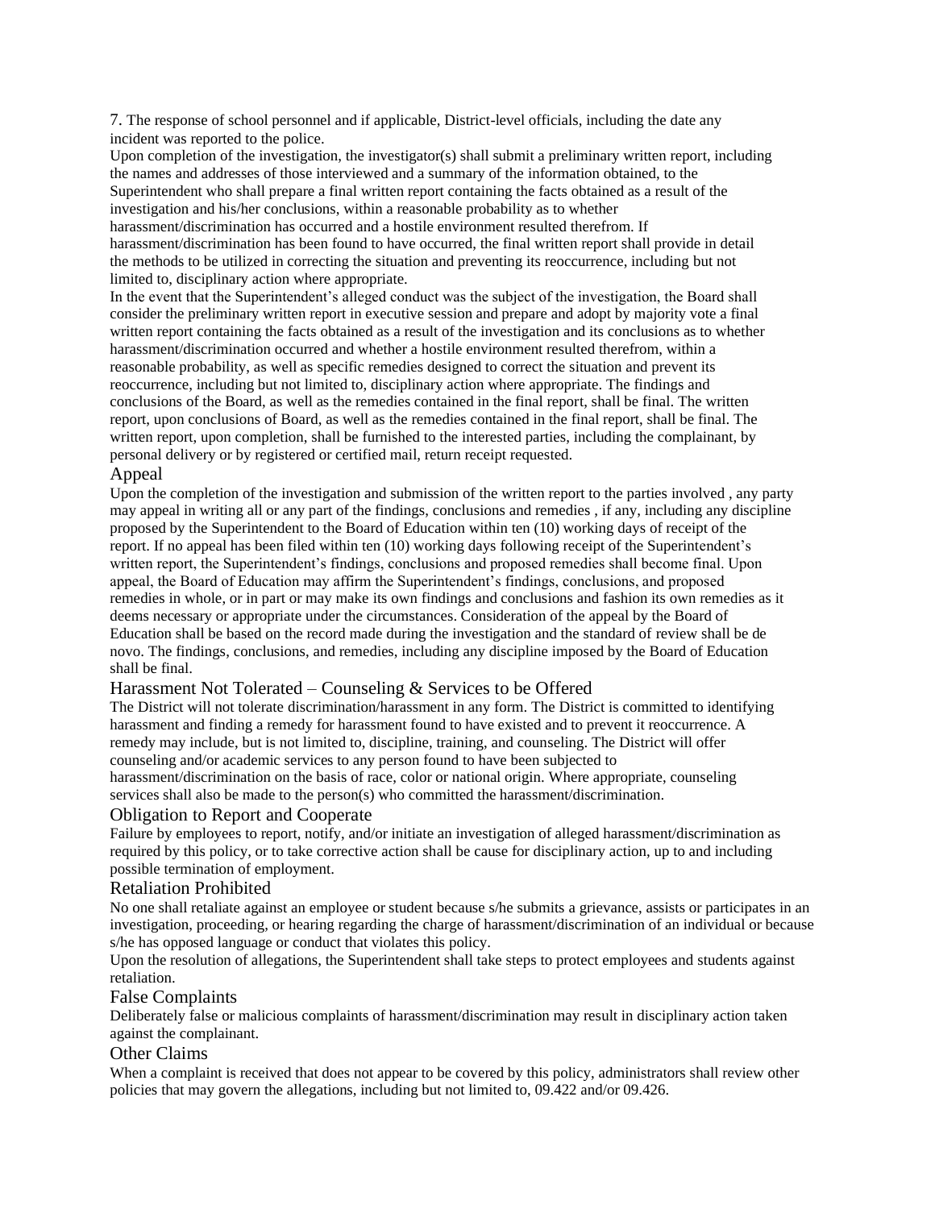7. The response of school personnel and if applicable, District-level officials, including the date any incident was reported to the police.

Upon completion of the investigation, the investigator(s) shall submit a preliminary written report, including the names and addresses of those interviewed and a summary of the information obtained, to the Superintendent who shall prepare a final written report containing the facts obtained as a result of the investigation and his/her conclusions, within a reasonable probability as to whether harassment/discrimination has occurred and a hostile environment resulted therefrom. If harassment/discrimination has been found to have occurred, the final written report shall provide in detail the methods to be utilized in correcting the situation and preventing its reoccurrence, including but not limited to, disciplinary action where appropriate.

In the event that the Superintendent's alleged conduct was the subject of the investigation, the Board shall consider the preliminary written report in executive session and prepare and adopt by majority vote a final written report containing the facts obtained as a result of the investigation and its conclusions as to whether harassment/discrimination occurred and whether a hostile environment resulted therefrom, within a reasonable probability, as well as specific remedies designed to correct the situation and prevent its reoccurrence, including but not limited to, disciplinary action where appropriate. The findings and conclusions of the Board, as well as the remedies contained in the final report, shall be final. The written report, upon conclusions of Board, as well as the remedies contained in the final report, shall be final. The written report, upon completion, shall be furnished to the interested parties, including the complainant, by personal delivery or by registered or certified mail, return receipt requested.

## Appeal

Upon the completion of the investigation and submission of the written report to the parties involved , any party may appeal in writing all or any part of the findings, conclusions and remedies , if any, including any discipline proposed by the Superintendent to the Board of Education within ten (10) working days of receipt of the report. If no appeal has been filed within ten (10) working days following receipt of the Superintendent's written report, the Superintendent's findings, conclusions and proposed remedies shall become final. Upon appeal, the Board of Education may affirm the Superintendent's findings, conclusions, and proposed remedies in whole, or in part or may make its own findings and conclusions and fashion its own remedies as it deems necessary or appropriate under the circumstances. Consideration of the appeal by the Board of Education shall be based on the record made during the investigation and the standard of review shall be de novo. The findings, conclusions, and remedies, including any discipline imposed by the Board of Education shall be final.

## Harassment Not Tolerated – Counseling & Services to be Offered

The District will not tolerate discrimination/harassment in any form. The District is committed to identifying harassment and finding a remedy for harassment found to have existed and to prevent it reoccurrence. A remedy may include, but is not limited to, discipline, training, and counseling. The District will offer counseling and/or academic services to any person found to have been subjected to harassment/discrimination on the basis of race, color or national origin. Where appropriate, counseling services shall also be made to the person(s) who committed the harassment/discrimination.

## Obligation to Report and Cooperate

Failure by employees to report, notify, and/or initiate an investigation of alleged harassment/discrimination as required by this policy, or to take corrective action shall be cause for disciplinary action, up to and including possible termination of employment.

## Retaliation Prohibited

No one shall retaliate against an employee or student because s/he submits a grievance, assists or participates in an investigation, proceeding, or hearing regarding the charge of harassment/discrimination of an individual or because s/he has opposed language or conduct that violates this policy.

Upon the resolution of allegations, the Superintendent shall take steps to protect employees and students against retaliation.

## False Complaints

Deliberately false or malicious complaints of harassment/discrimination may result in disciplinary action taken against the complainant.

## Other Claims

When a complaint is received that does not appear to be covered by this policy, administrators shall review other policies that may govern the allegations, including but not limited to, 09.422 and/or 09.426.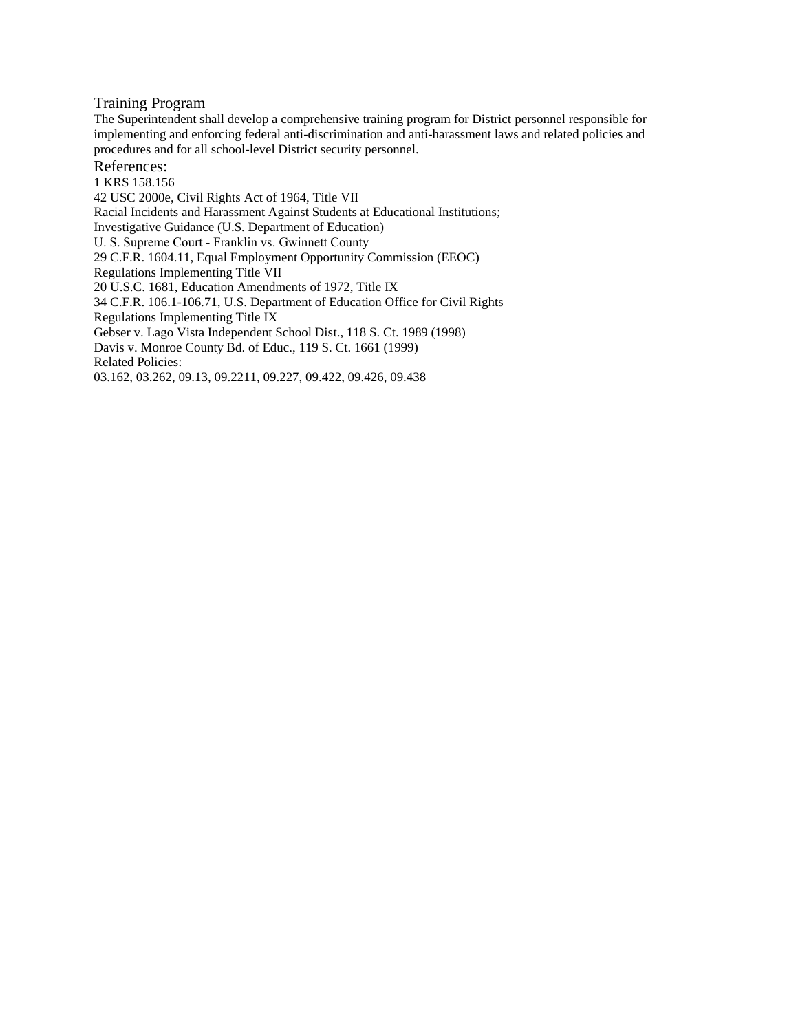## Training Program

The Superintendent shall develop a comprehensive training program for District personnel responsible for implementing and enforcing federal anti-discrimination and anti-harassment laws and related policies and procedures and for all school-level District security personnel.

## References:

1 KRS 158.156
42 USC 2000e, Civil Rights Act of 1964, Title VII
Racial Incidents and Harassment Against Students at Educational Institutions;
Investigative Guidance (U.S. Department of Education)
U. S. Supreme Court - Franklin vs. Gwinnett County
29 C.F.R. 1604.11, Equal Employment Opportunity Commission (EEOC)
Regulations Implementing Title VII
20 U.S.C. 1681, Education Amendments of 1972, Title IX
34 C.F.R. 106.1-106.71, U.S. Department of Education Office for Civil Rights
Regulations Implementing Title IX
Gebser v. Lago Vista Independent School Dist., 118 S. Ct. 1989 (1998)
Davis v. Monroe County Bd. of Educ., 119 S. Ct. 1661 (1999)

Related Policies:

03.162, 03.262, 09.13, 09.2211, 09.227, 09.422, 09.426, 09.438